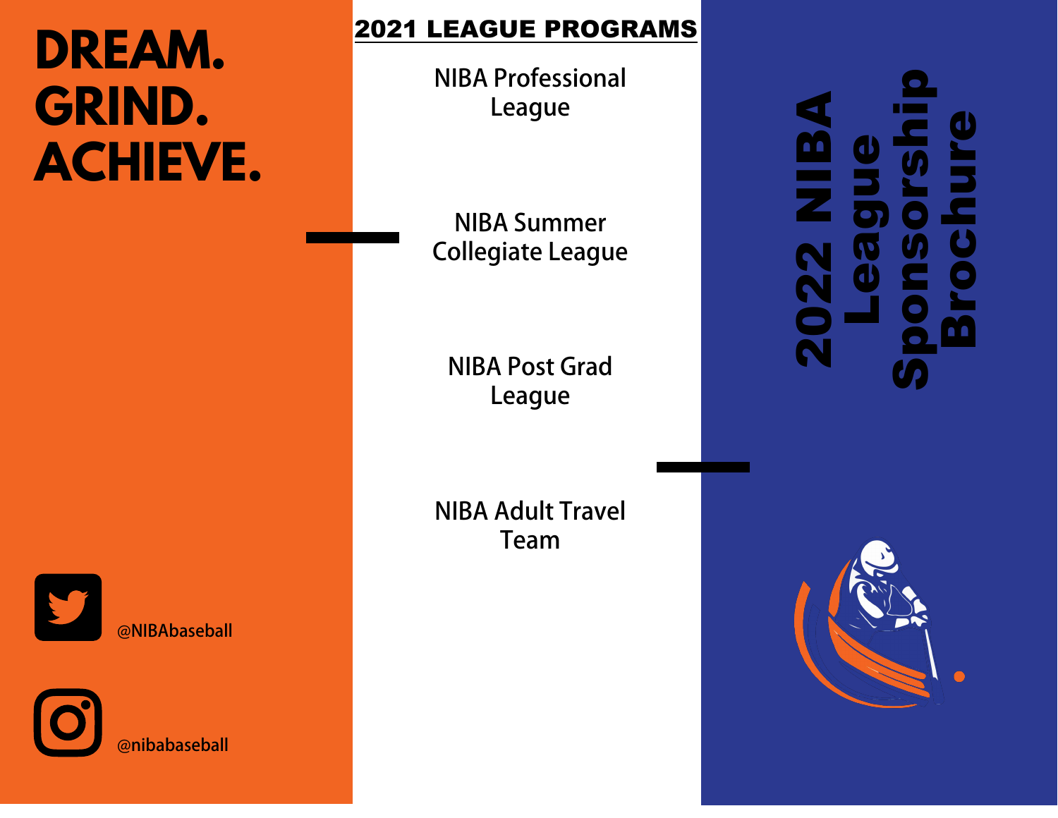# DREAM. GRIND. ACHIEVE.

@NIBAbaseball

@nibabaseball

## 2021 LEAGUE PROGRAMS

NIBA Professional League

NIBA Summer Collegiate League

NIBA Post Grad League

NIBA Adult Travel Team

# 2022 NIBA League Sponsorship Brochure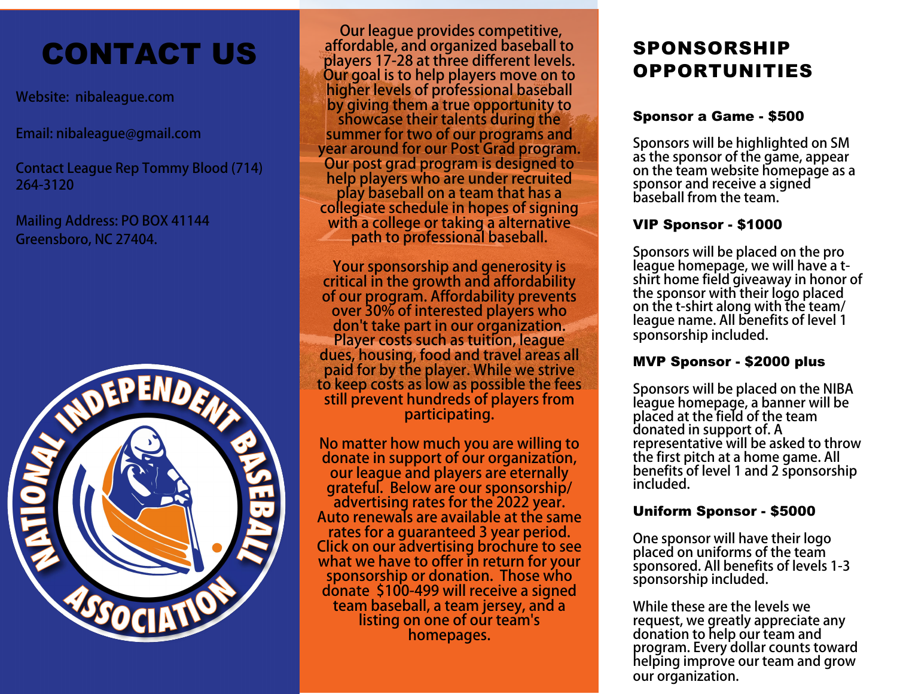# CONTACT US

Website: nibaleague.com

Email: nibaleague@gmail.com

Contact League Rep Tommy Blood (714) 264-3120

Mailing Address: PO BOX 41144 Greensboro, NC 27404.

NATIONAL INDEPENDENT BASEBALL ASSOCIATION

Our league provides competitive, affordable, and organized baseball to players 17-28 at three different levels. Our goal is to help players move on to higher levels of professional baseball by giving them a true opportunity to showcase their talents during the summer for two of our programs and year around for our Post Grad program. Our post grad program is designed to help players who are under recruited play baseball on a team that has a collegiate schedule in hopes of signing with a college or taking a alternative path to professional baseball.

Your sponsorship and generosity is critical in the growth and affordability of our program. Affordability prevents over 30% of interested players who don't take part in our organization. Player costs such as tuition, league dues, housing, food and travel areas all paid for by the player. While we strive to keep costs as low as possible the fees still prevent hundreds of players from participating.

No matter how much you are willing to donate in support of our organization, our league and players are eternally grateful. Below are our sponsorship/ advertising rates for the 2022 year. Auto renewals are available at the same rates for a guaranteed 3 year period. Click on our advertising brochure to see what we have to offer in return for your sponsorship or donation. Those who donate $100-499 will receive a signed team baseball, a team jersey, and a listing on one of our team's homepages.

# SPONSORSHIP OPPORTUNITIES

### Sponsor a Game - $500

Sponsors will be highlighted on SM as the sponsor of the game, appear on the team website homepage as a sponsor and receive a signed baseball from the team.

### VIP Sponsor - $1000

Sponsors will be placed on the pro league homepage, we will have a t-shirt home field giveaway in honor of the sponsor with their logo placed on the t-shirt along with the team/ league name. All benefits of level 1 sponsorship included.

### MVP Sponsor - $2000 plus

Sponsors will be placed on the NIBA league homepage, a banner will be placed at the field of the team donated in support of. A representative will be asked to throw the first pitch at a home game. All benefits of level 1 and 2 sponsorship included.

### Uniform Sponsor - $5000

One sponsor will have their logo placed on uniforms of the team sponsored. All benefits of levels 1-3 sponsorship included.

While these are the levels we request, we greatly appreciate any donation to help our team and program. Every dollar counts toward helping improve our team and grow our organization.